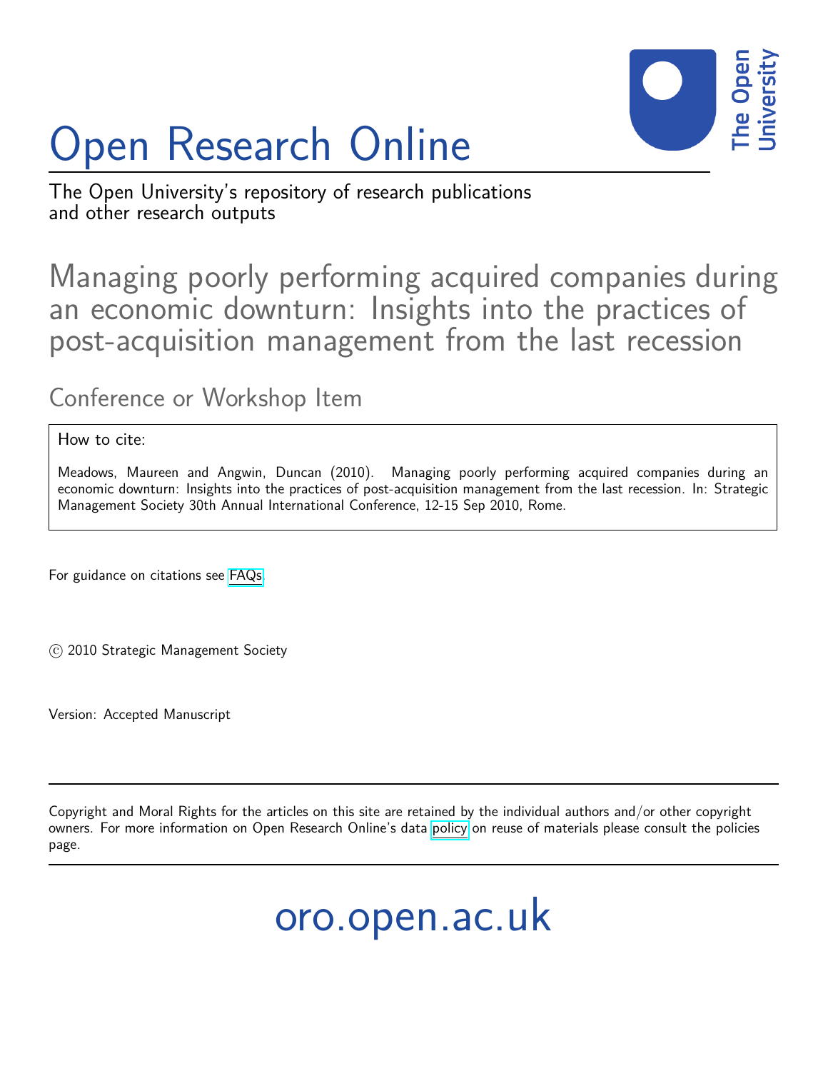# Open Research Online

The Open University's repository of research publications and other research outputs

## Managing poorly performing acquired companies during an economic downturn: Insights into the practices of post-acquisition management from the last recession

### Conference or Workshop Item

How to cite:

Meadows, Maureen and Angwin, Duncan (2010). Managing poorly performing acquired companies during an economic downturn: Insights into the practices of post-acquisition management from the last recession. In: Strategic Management Society 30th Annual International Conference, 12-15 Sep 2010, Rome.

For guidance on citations see FAQs.

© 2010 Strategic Management Society

Version: Accepted Manuscript

Copyright and Moral Rights for the articles on this site are retained by the individual authors and/or other copyright owners. For more information on Open Research Online's data policy on reuse of materials please consult the policies page.

oro.open.ac.uk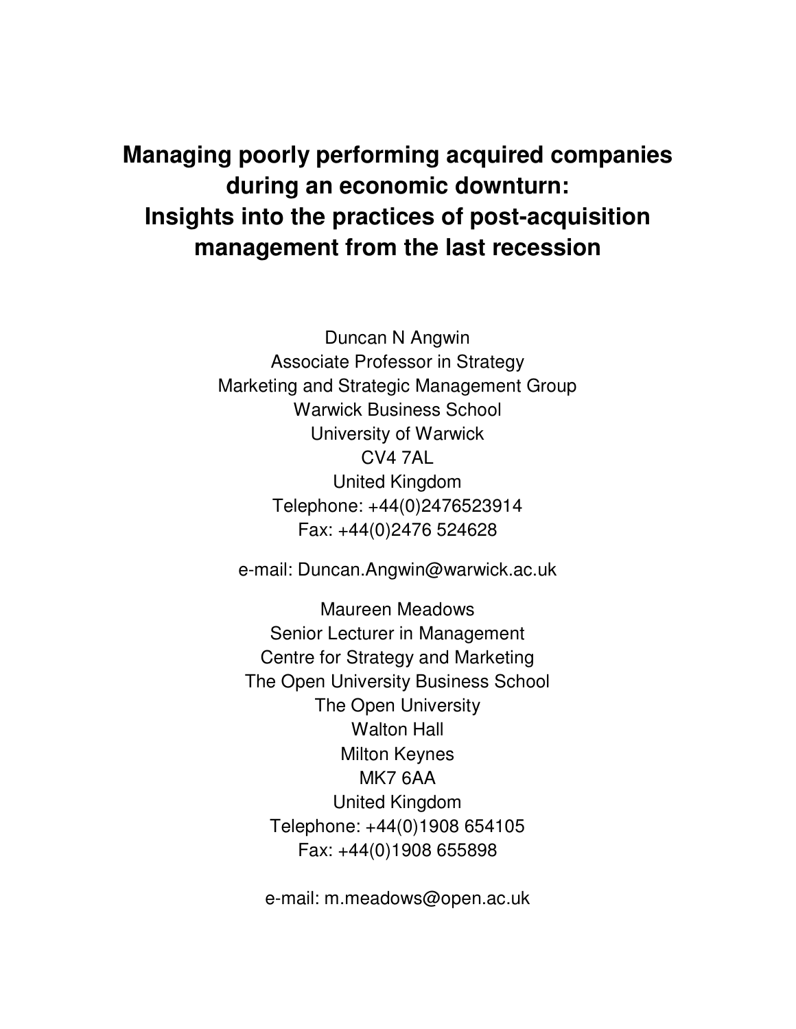# Managing poorly performing acquired companies during an economic downturn: Insights into the practices of post-acquisition management from the last recession

Duncan N Angwin
Associate Professor in Strategy
Marketing and Strategic Management Group
Warwick Business School
University of Warwick
CV4 7AL
United Kingdom
Telephone: +44(0)2476523914
Fax: +44(0)2476 524628

e-mail: Duncan.Angwin@warwick.ac.uk

Maureen Meadows
Senior Lecturer in Management
Centre for Strategy and Marketing
The Open University Business School
The Open University
Walton Hall
Milton Keynes
MK7 6AA
United Kingdom
Telephone: +44(0)1908 654105
Fax: +44(0)1908 655898

e-mail: m.meadows@open.ac.uk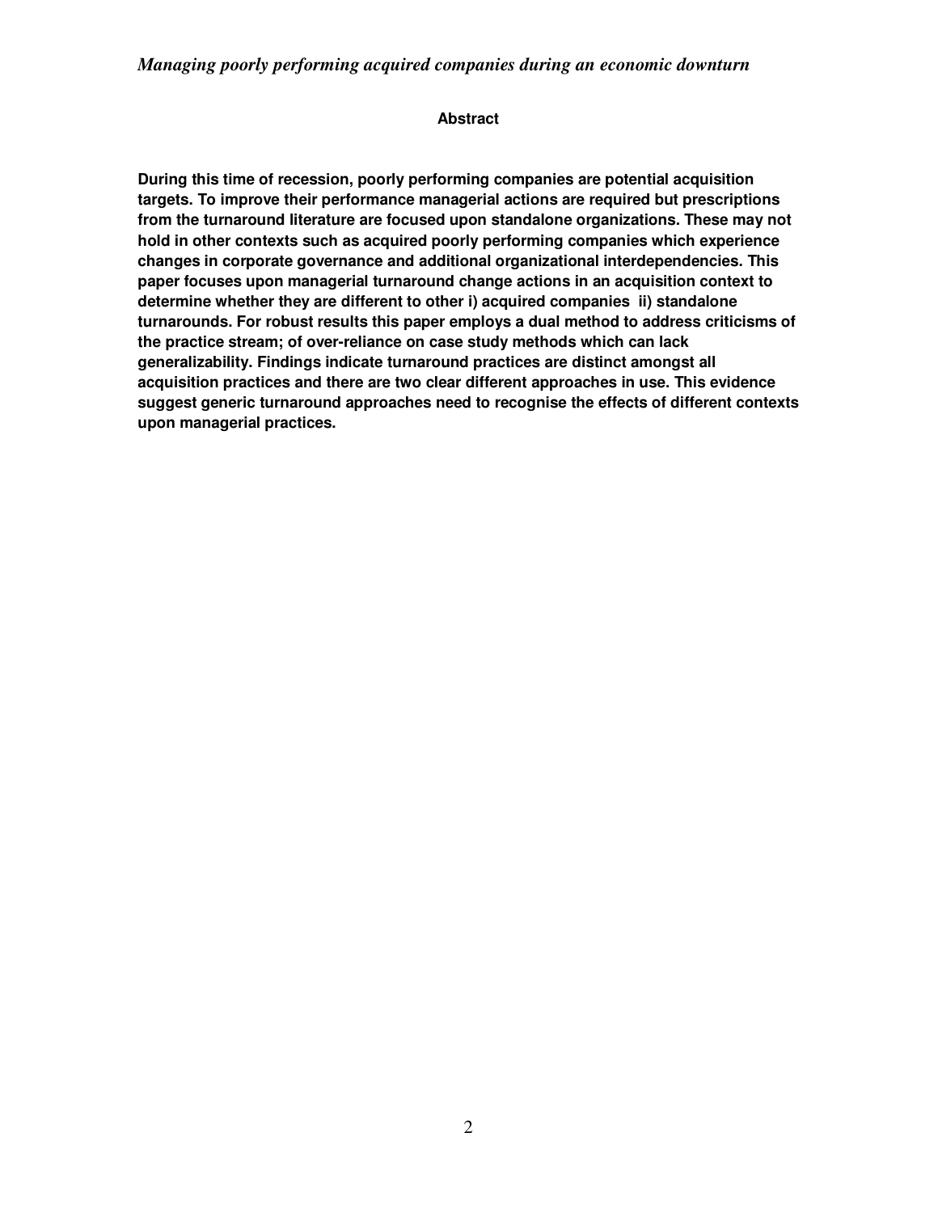## Abstract

**During this time of recession, poorly performing companies are potential acquisition targets. To improve their performance managerial actions are required but prescriptions from the turnaround literature are focused upon standalone organizations. These may not hold in other contexts such as acquired poorly performing companies which experience changes in corporate governance and additional organizational interdependencies. This paper focuses upon managerial turnaround change actions in an acquisition context to determine whether they are different to other i) acquired companies ii) standalone turnarounds. For robust results this paper employs a dual method to address criticisms of the practice stream; of over-reliance on case study methods which can lack generalizability. Findings indicate turnaround practices are distinct amongst all acquisition practices and there are two clear different approaches in use. This evidence suggest generic turnaround approaches need to recognise the effects of different contexts upon managerial practices.**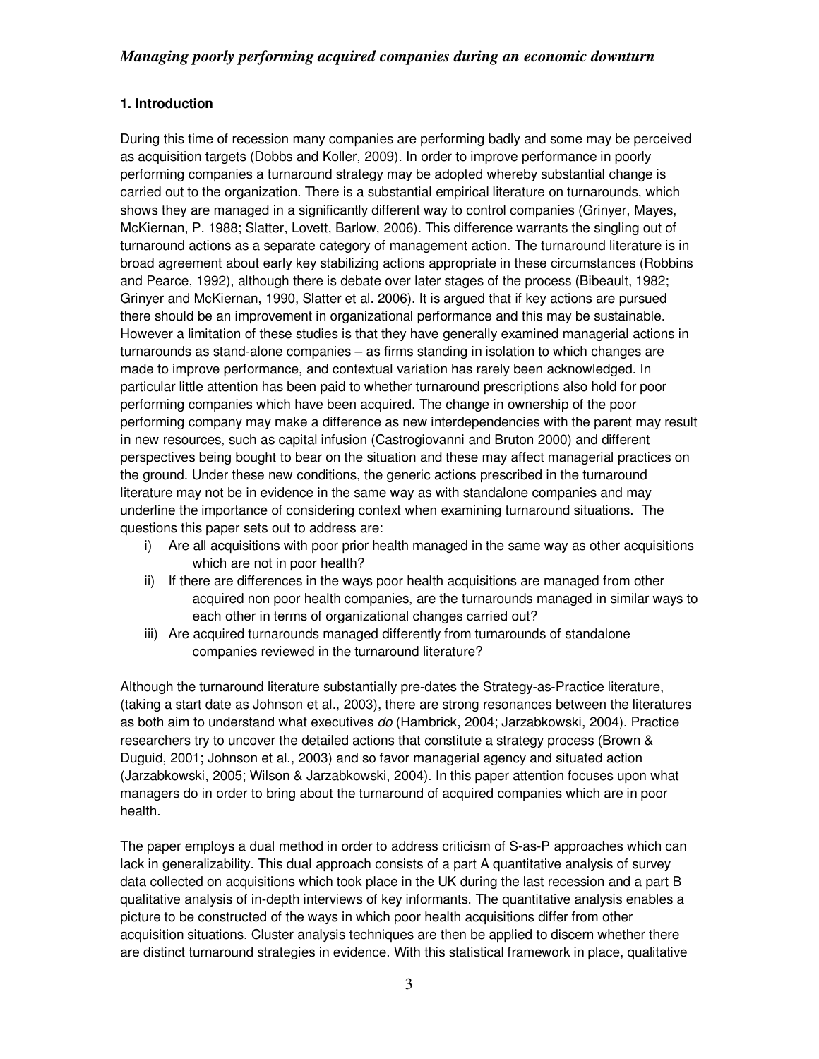## 1. Introduction

During this time of recession many companies are performing badly and some may be perceived as acquisition targets (Dobbs and Koller, 2009). In order to improve performance in poorly performing companies a turnaround strategy may be adopted whereby substantial change is carried out to the organization. There is a substantial empirical literature on turnarounds, which shows they are managed in a significantly different way to control companies (Grinyer, Mayes, McKiernan, P. 1988; Slatter, Lovett, Barlow, 2006). This difference warrants the singling out of turnaround actions as a separate category of management action. The turnaround literature is in broad agreement about early key stabilizing actions appropriate in these circumstances (Robbins and Pearce, 1992), although there is debate over later stages of the process (Bibeault, 1982; Grinyer and McKiernan, 1990, Slatter et al. 2006). It is argued that if key actions are pursued there should be an improvement in organizational performance and this may be sustainable. However a limitation of these studies is that they have generally examined managerial actions in turnarounds as stand-alone companies – as firms standing in isolation to which changes are made to improve performance, and contextual variation has rarely been acknowledged. In particular little attention has been paid to whether turnaround prescriptions also hold for poor performing companies which have been acquired. The change in ownership of the poor performing company may make a difference as new interdependencies with the parent may result in new resources, such as capital infusion (Castrogiovanni and Bruton 2000) and different perspectives being bought to bear on the situation and these may affect managerial practices on the ground. Under these new conditions, the generic actions prescribed in the turnaround literature may not be in evidence in the same way as with standalone companies and may underline the importance of considering context when examining turnaround situations. The questions this paper sets out to address are:

i) Are all acquisitions with poor prior health managed in the same way as other acquisitions which are not in poor health?
ii) If there are differences in the ways poor health acquisitions are managed from other acquired non poor health companies, are the turnarounds managed in similar ways to each other in terms of organizational changes carried out?
iii) Are acquired turnarounds managed differently from turnarounds of standalone companies reviewed in the turnaround literature?

Although the turnaround literature substantially pre-dates the Strategy-as-Practice literature, (taking a start date as Johnson et al., 2003), there are strong resonances between the literatures as both aim to understand what executives *do* (Hambrick, 2004; Jarzabkowski, 2004). Practice researchers try to uncover the detailed actions that constitute a strategy process (Brown & Duguid, 2001; Johnson et al., 2003) and so favor managerial agency and situated action (Jarzabkowski, 2005; Wilson & Jarzabkowski, 2004). In this paper attention focuses upon what managers do in order to bring about the turnaround of acquired companies which are in poor health.

The paper employs a dual method in order to address criticism of S-as-P approaches which can lack in generalizability. This dual approach consists of a part A quantitative analysis of survey data collected on acquisitions which took place in the UK during the last recession and a part B qualitative analysis of in-depth interviews of key informants. The quantitative analysis enables a picture to be constructed of the ways in which poor health acquisitions differ from other acquisition situations. Cluster analysis techniques are then be applied to discern whether there are distinct turnaround strategies in evidence. With this statistical framework in place, qualitative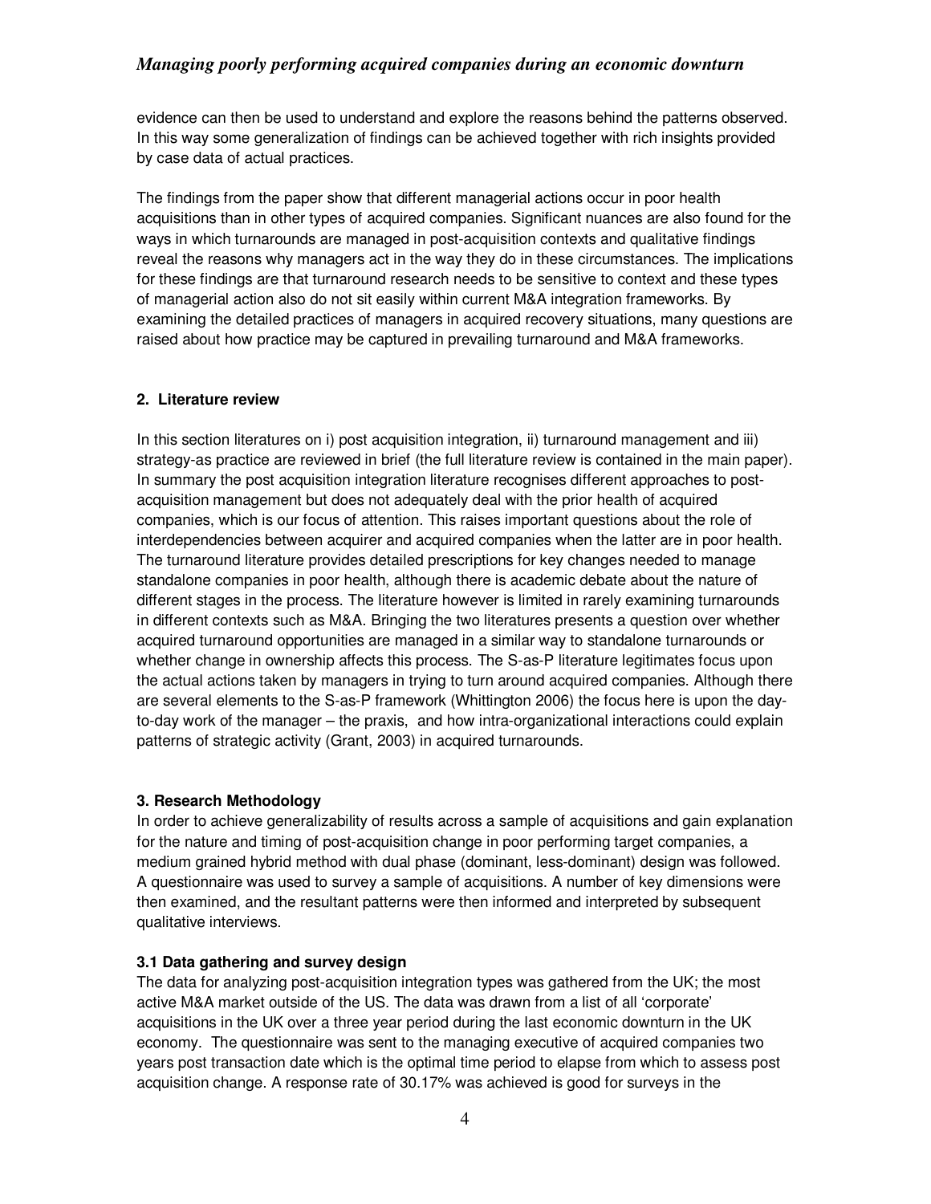evidence can then be used to understand and explore the reasons behind the patterns observed. In this way some generalization of findings can be achieved together with rich insights provided by case data of actual practices.

The findings from the paper show that different managerial actions occur in poor health acquisitions than in other types of acquired companies. Significant nuances are also found for the ways in which turnarounds are managed in post-acquisition contexts and qualitative findings reveal the reasons why managers act in the way they do in these circumstances. The implications for these findings are that turnaround research needs to be sensitive to context and these types of managerial action also do not sit easily within current M&A integration frameworks. By examining the detailed practices of managers in acquired recovery situations, many questions are raised about how practice may be captured in prevailing turnaround and M&A frameworks.

## 2. Literature review

In this section literatures on i) post acquisition integration, ii) turnaround management and iii) strategy-as practice are reviewed in brief (the full literature review is contained in the main paper). In summary the post acquisition integration literature recognises different approaches to post-acquisition management but does not adequately deal with the prior health of acquired companies, which is our focus of attention. This raises important questions about the role of interdependencies between acquirer and acquired companies when the latter are in poor health. The turnaround literature provides detailed prescriptions for key changes needed to manage standalone companies in poor health, although there is academic debate about the nature of different stages in the process. The literature however is limited in rarely examining turnarounds in different contexts such as M&A. Bringing the two literatures presents a question over whether acquired turnaround opportunities are managed in a similar way to standalone turnarounds or whether change in ownership affects this process. The S-as-P literature legitimates focus upon the actual actions taken by managers in trying to turn around acquired companies. Although there are several elements to the S-as-P framework (Whittington 2006) the focus here is upon the day-to-day work of the manager – the praxis, and how intra-organizational interactions could explain patterns of strategic activity (Grant, 2003) in acquired turnarounds.

## 3. Research Methodology

In order to achieve generalizability of results across a sample of acquisitions and gain explanation for the nature and timing of post-acquisition change in poor performing target companies, a medium grained hybrid method with dual phase (dominant, less-dominant) design was followed. A questionnaire was used to survey a sample of acquisitions. A number of key dimensions were then examined, and the resultant patterns were then informed and interpreted by subsequent qualitative interviews.

### 3.1 Data gathering and survey design

The data for analyzing post-acquisition integration types was gathered from the UK; the most active M&A market outside of the US. The data was drawn from a list of all 'corporate' acquisitions in the UK over a three year period during the last economic downturn in the UK economy. The questionnaire was sent to the managing executive of acquired companies two years post transaction date which is the optimal time period to elapse from which to assess post acquisition change. A response rate of 30.17% was achieved is good for surveys in the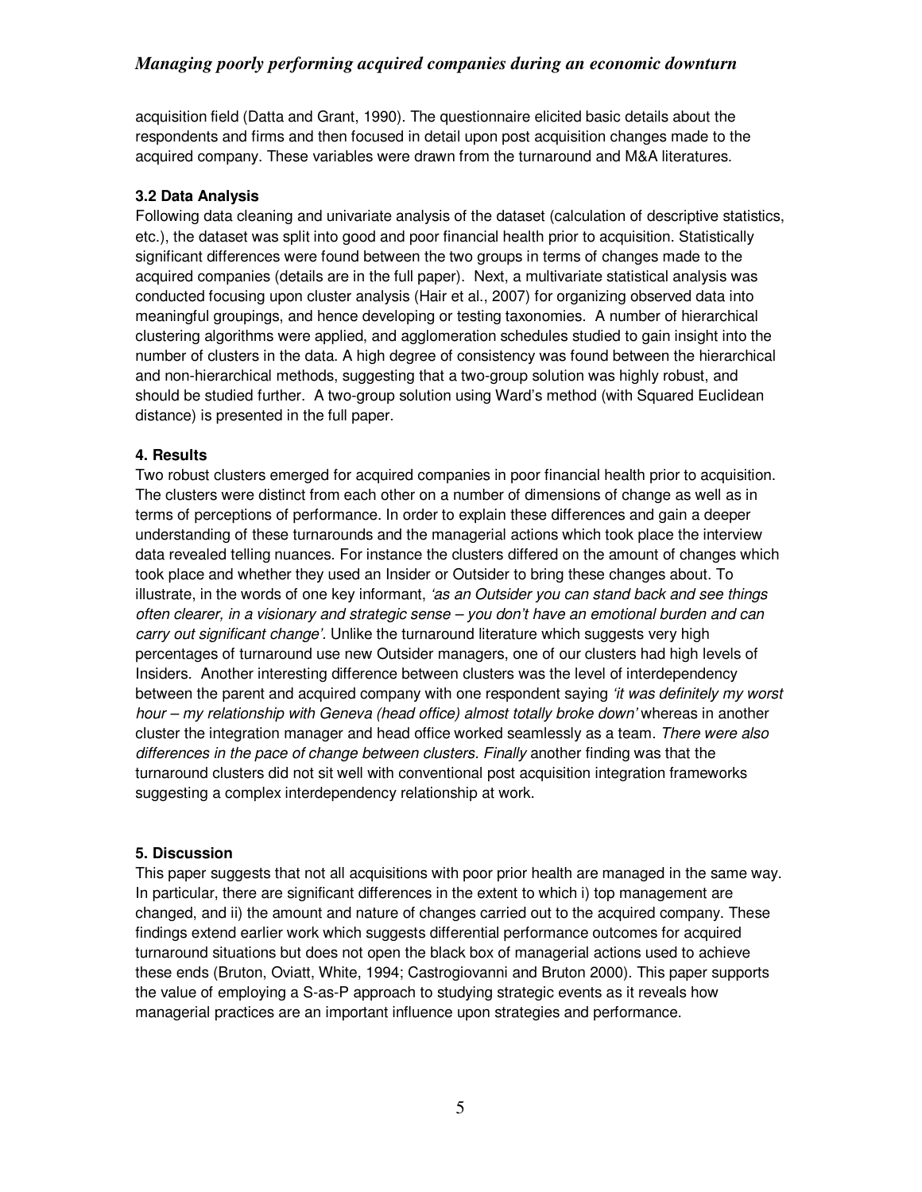acquisition field (Datta and Grant, 1990). The questionnaire elicited basic details about the respondents and firms and then focused in detail upon post acquisition changes made to the acquired company. These variables were drawn from the turnaround and M&A literatures.

### 3.2 Data Analysis

Following data cleaning and univariate analysis of the dataset (calculation of descriptive statistics, etc.), the dataset was split into good and poor financial health prior to acquisition. Statistically significant differences were found between the two groups in terms of changes made to the acquired companies (details are in the full paper). Next, a multivariate statistical analysis was conducted focusing upon cluster analysis (Hair et al., 2007) for organizing observed data into meaningful groupings, and hence developing or testing taxonomies. A number of hierarchical clustering algorithms were applied, and agglomeration schedules studied to gain insight into the number of clusters in the data. A high degree of consistency was found between the hierarchical and non-hierarchical methods, suggesting that a two-group solution was highly robust, and should be studied further. A two-group solution using Ward's method (with Squared Euclidean distance) is presented in the full paper.

## 4. Results

Two robust clusters emerged for acquired companies in poor financial health prior to acquisition. The clusters were distinct from each other on a number of dimensions of change as well as in terms of perceptions of performance. In order to explain these differences and gain a deeper understanding of these turnarounds and the managerial actions which took place the interview data revealed telling nuances. For instance the clusters differed on the amount of changes which took place and whether they used an Insider or Outsider to bring these changes about. To illustrate, in the words of one key informant, *'as an Outsider you can stand back and see things often clearer, in a visionary and strategic sense – you don't have an emotional burden and can carry out significant change'.* Unlike the turnaround literature which suggests very high percentages of turnaround use new Outsider managers, one of our clusters had high levels of Insiders. Another interesting difference between clusters was the level of interdependency between the parent and acquired company with one respondent saying *'it was definitely my worst hour – my relationship with Geneva (head office) almost totally broke down'* whereas in another cluster the integration manager and head office worked seamlessly as a team. *There were also differences in the pace of change between clusters. Finally* another finding was that the turnaround clusters did not sit well with conventional post acquisition integration frameworks suggesting a complex interdependency relationship at work.

## 5. Discussion

This paper suggests that not all acquisitions with poor prior health are managed in the same way. In particular, there are significant differences in the extent to which i) top management are changed, and ii) the amount and nature of changes carried out to the acquired company. These findings extend earlier work which suggests differential performance outcomes for acquired turnaround situations but does not open the black box of managerial actions used to achieve these ends (Bruton, Oviatt, White, 1994; Castrogiovanni and Bruton 2000). This paper supports the value of employing a S-as-P approach to studying strategic events as it reveals how managerial practices are an important influence upon strategies and performance.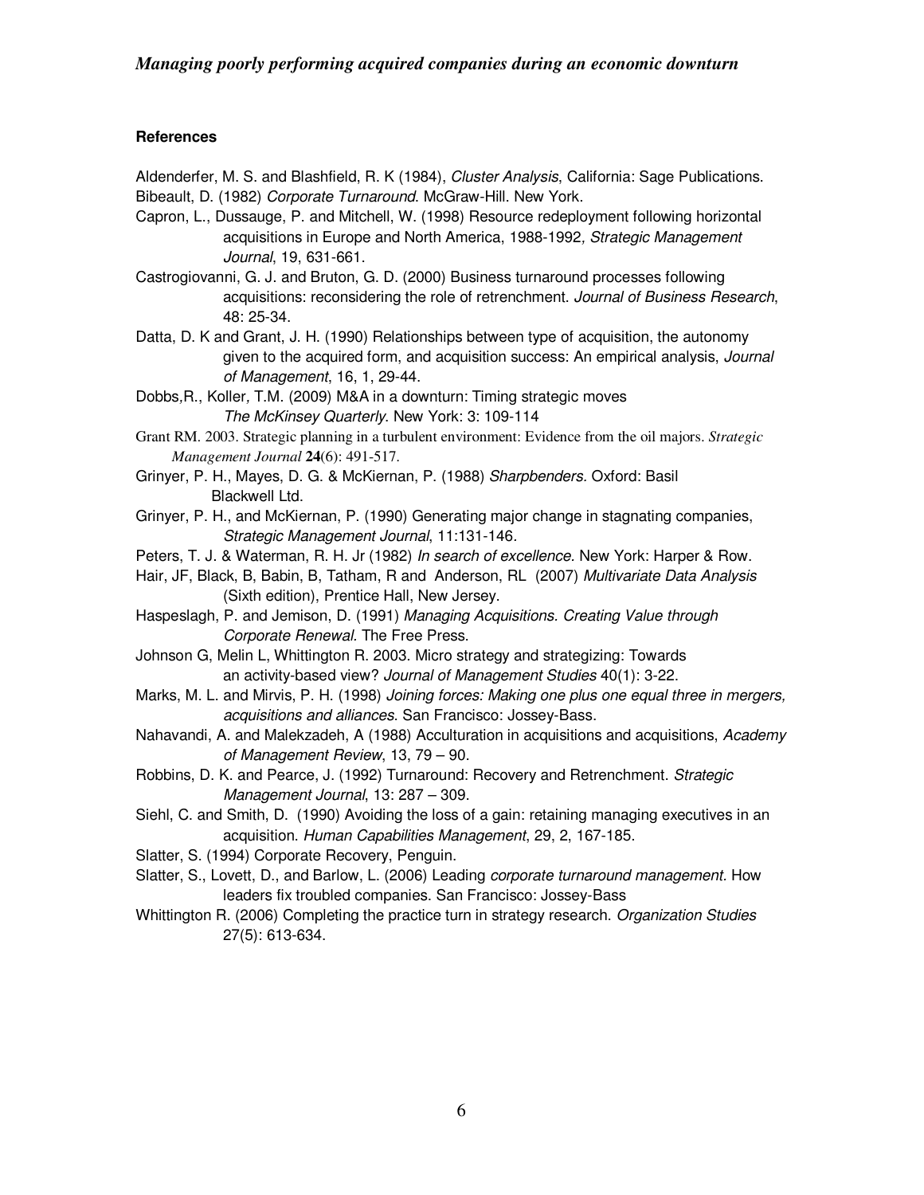## References

Aldenderfer, M. S. and Blashfield, R. K (1984), *Cluster Analysis*, California: Sage Publications.

Bibeault, D. (1982) *Corporate Turnaround*. McGraw-Hill. New York.

Capron, L., Dussauge, P. and Mitchell, W. (1998) Resource redeployment following horizontal acquisitions in Europe and North America, 1988-1992*, Strategic Management Journal*, 19, 631-661.

Castrogiovanni, G. J. and Bruton, G. D. (2000) Business turnaround processes following acquisitions: reconsidering the role of retrenchment. *Journal of Business Research*, 48: 25-34.

Datta, D. K and Grant, J. H. (1990) Relationships between type of acquisition, the autonomy given to the acquired form, and acquisition success: An empirical analysis, *Journal of Management*, 16, 1, 29-44.

Dobbs,R., Koller, T.M. (2009) M&A in a downturn: Timing strategic moves *The McKinsey Quarterly*. New York: 3: 109-114

Grant RM. 2003. Strategic planning in a turbulent environment: Evidence from the oil majors. *Strategic Management Journal* **24**(6): 491-517.

Grinyer, P. H., Mayes, D. G. & McKiernan, P. (1988) *Sharpbenders*. Oxford: Basil Blackwell Ltd.

Grinyer, P. H., and McKiernan, P. (1990) Generating major change in stagnating companies, *Strategic Management Journal*, 11:131-146.

Peters, T. J. & Waterman, R. H. Jr (1982) *In search of excellence*. New York: Harper & Row.

Hair, JF, Black, B, Babin, B, Tatham, R and Anderson, RL (2007) *Multivariate Data Analysis* (Sixth edition), Prentice Hall, New Jersey.

Haspeslagh, P. and Jemison, D. (1991) *Managing Acquisitions. Creating Value through Corporate Renewal.* The Free Press.

Johnson G, Melin L, Whittington R. 2003. Micro strategy and strategizing: Towards an activity-based view? *Journal of Management Studies* 40(1): 3-22.

Marks, M. L. and Mirvis, P. H. (1998) *Joining forces: Making one plus one equal three in mergers, acquisitions and alliances*. San Francisco: Jossey-Bass.

Nahavandi, A. and Malekzadeh, A (1988) Acculturation in acquisitions and acquisitions, *Academy of Management Review*, 13, 79 – 90.

Robbins, D. K. and Pearce, J. (1992) Turnaround: Recovery and Retrenchment. *Strategic Management Journal*, 13: 287 – 309.

Siehl, C. and Smith, D. (1990) Avoiding the loss of a gain: retaining managing executives in an acquisition. *Human Capabilities Management*, 29, 2, 167-185.

Slatter, S. (1994) Corporate Recovery, Penguin.

Slatter, S., Lovett, D., and Barlow, L. (2006) Leading *corporate turnaround management*. How leaders fix troubled companies. San Francisco: Jossey-Bass

Whittington R. (2006) Completing the practice turn in strategy research. *Organization Studies* 27(5): 613-634.